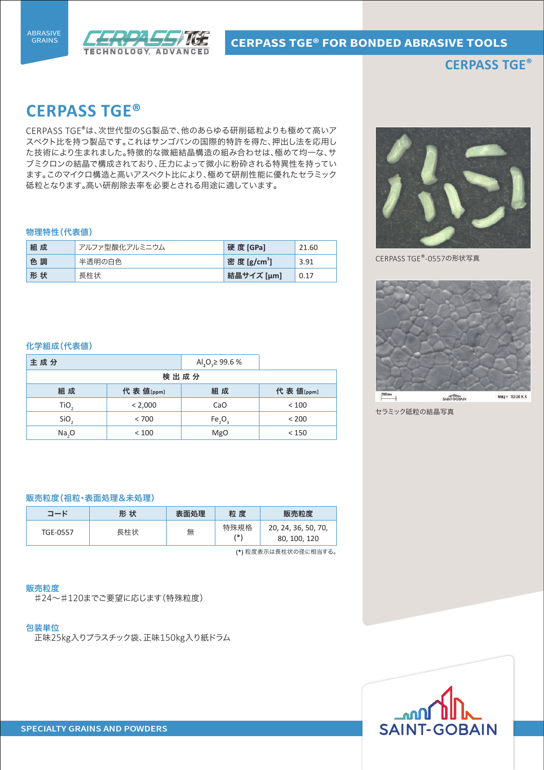# CERPASS TGE®

CERPASS TGE®は、次世代型のSG製品で、他のあらゆる研削砥粒よりも極めて高いアスペクト比を持つ製品です。これはサンゴバンの国際的特許を得た、押出し法を応用した技術により生まれました。特徴的な微細結晶構造の組み合わせは、極めて均一な、サブミクロンの結晶で構成されており、圧力によって微小に粉砕される特異性を持っています。このマイクロ構造と高いアスペクト比により、極めて研削性能に優れたセラミック砥粒となります。高い研削除去率を必要とされる用途に適しています。

CERPASS TGE®-0557の形状写真

セラミック砥粒の結晶写真

## 物理特性（代表値）

| 組 成 | アルファ型酸化アルミニウム | 硬 度 [GPa] | 21.60 |
|---|---|---|---|
| 色 調 | 半透明の白色 | 密 度 [g/cm³] | 3.91 |
| 形 状 | 長柱状 | 結晶サイズ [μm] | 0.17 |

## 化学組成（代表値）

| 主 成 分 | | $Al_2O_3 \geq 99.6$ % | |
|---|---|---|---|
| 検 出 成 分 | | | |
| 組 成 | 代 表 値[ppm] | 組 成 | 代 表 値[ppm] |
| $TiO_2$ | < 2,000 | CaO | < 100 |
| $SiO_2$ | < 700 | $Fe_2O_3$ | < 200 |
| $Na_2O$ | < 100 | MgO | < 150 |

## 販売粒度（粗粒・表面処理＆未処理）

| コード | 形 状 | 表面処理 | 粒 度 | 販売粒度 |
|---|---|---|---|---|
| TGE-0557 | 長柱状 | 無 | 特殊規格 (*) | 20, 24, 36, 50, 70, 80, 100, 120 |

(*) 粒度表示は長柱状の径に相当する。

## 販売粒度

♯24～♯120までご要望に応じます（特殊粒度）

## 包装単位

正味25kg入りプラスチック袋、正味150kg入り紙ドラム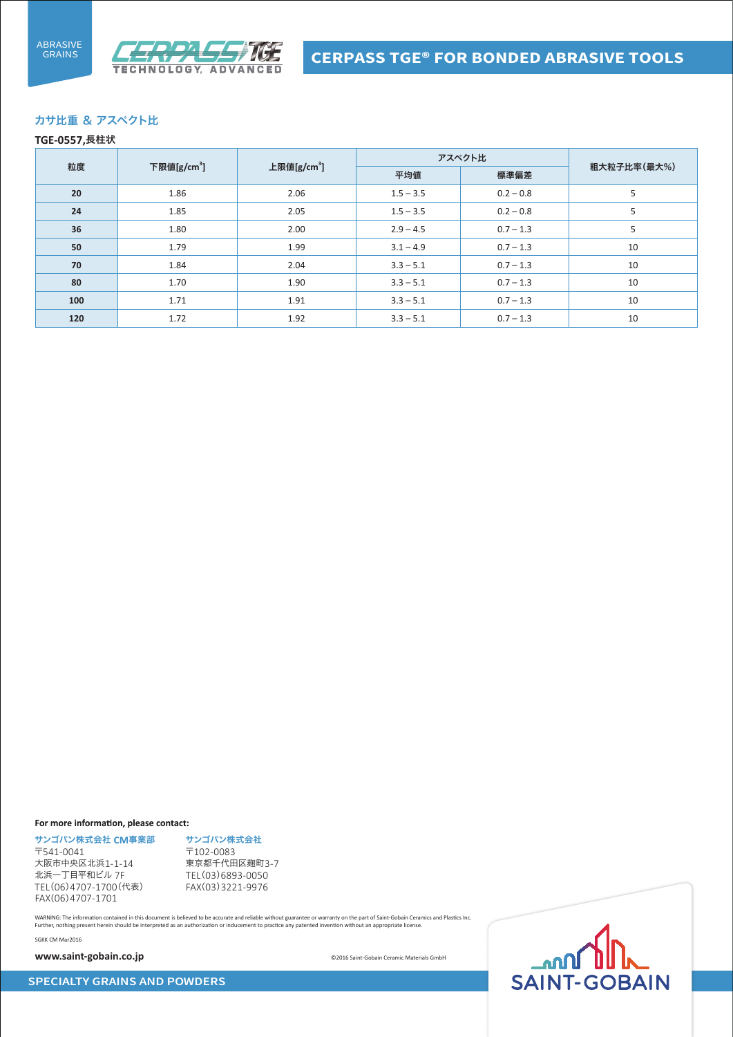## CERPASS TGE® FOR BONDED ABRASIVE TOOLS

### カサ比重 & アスペクト比

**TGE-0557,長柱状**

| 粒度 | 下限値[g/cm$^3$] | 上限値[g/cm$^3$] | アスペクト比 | | 粗大粒子比率(最大%) |
|---|---|---|---|---|---|
| | | | 平均値 | 標準偏差 | |
| 20 | 1.86 | 2.06 | 1.5 – 3.5 | 0.2 – 0.8 | 5 |
| 24 | 1.85 | 2.05 | 1.5 – 3.5 | 0.2 – 0.8 | 5 |
| 36 | 1.80 | 2.00 | 2.9 – 4.5 | 0.7 – 1.3 | 5 |
| 50 | 1.79 | 1.99 | 3.1 – 4.9 | 0.7 – 1.3 | 10 |
| 70 | 1.84 | 2.04 | 3.3 – 5.1 | 0.7 – 1.3 | 10 |
| 80 | 1.70 | 1.90 | 3.3 – 5.1 | 0.7 – 1.3 | 10 |
| 100 | 1.71 | 1.91 | 3.3 – 5.1 | 0.7 – 1.3 | 10 |
| 120 | 1.72 | 1.92 | 3.3 – 5.1 | 0.7 – 1.3 | 10 |

**For more information, please contact:**

**サンゴバン株式会社 CM事業部**
〒541-0041
大阪市中央区北浜1-1-14
北浜一丁目平和ビル 7F
TEL(06)4707-1700(代表)
FAX(06)4707-1701

**サンゴバン株式会社**
〒102-0083
東京都千代田区麹町3-7
TEL(03)6893-0050
FAX(03)3221-9976

WARNING: The information contained in this document is believed to be accurate and reliable without guarantee or warranty on the part of Saint-Gobain Ceramics and Plastics Inc. Further, nothing present herein should be interpreted as an authorization or inducement to practice any patented invention without an appropriate license.

SGKK CM Mar2016

**www.saint-gobain.co.jp**

©2016 Saint-Gobain Ceramic Materials GmbH

SPECIALTY GRAINS AND POWDERS